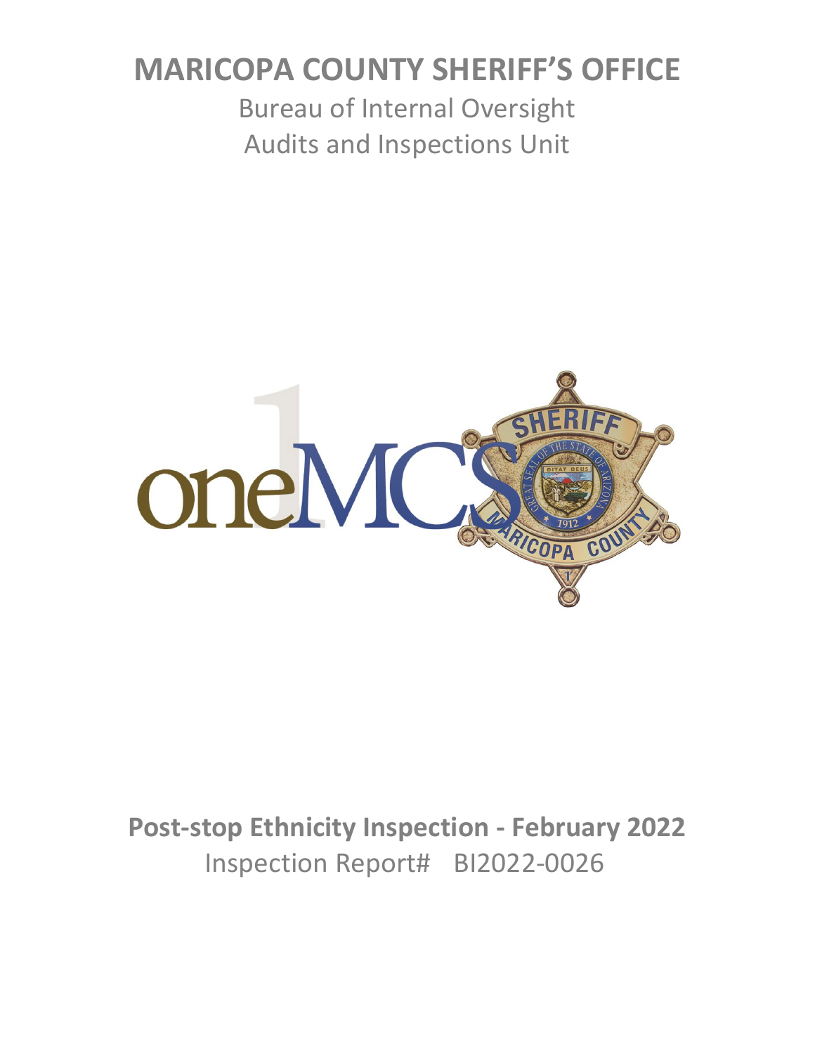# MARICOPA COUNTY SHERIFF'S OFFICE

Bureau of Internal Oversight

Audits and Inspections Unit

**Post-stop Ethnicity Inspection - February 2022**

Inspection Report# BI2022-0026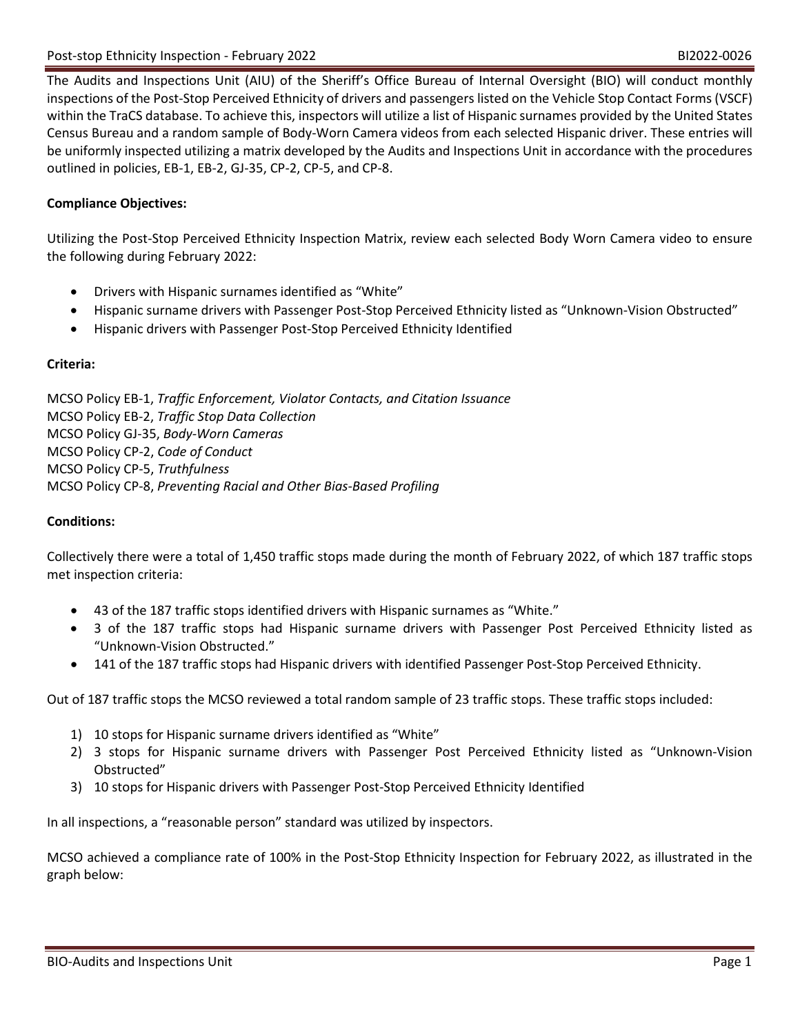The Audits and Inspections Unit (AIU) of the Sheriff's Office Bureau of Internal Oversight (BIO) will conduct monthly inspections of the Post-Stop Perceived Ethnicity of drivers and passengers listed on the Vehicle Stop Contact Forms (VSCF) within the TraCS database. To achieve this, inspectors will utilize a list of Hispanic surnames provided by the United States Census Bureau and a random sample of Body-Worn Camera videos from each selected Hispanic driver. These entries will be uniformly inspected utilizing a matrix developed by the Audits and Inspections Unit in accordance with the procedures outlined in policies, EB-1, EB-2, GJ-35, CP-2, CP-5, and CP-8.

**Compliance Objectives:**

Utilizing the Post-Stop Perceived Ethnicity Inspection Matrix, review each selected Body Worn Camera video to ensure the following during February 2022:

- Drivers with Hispanic surnames identified as "White"
- Hispanic surname drivers with Passenger Post-Stop Perceived Ethnicity listed as "Unknown-Vision Obstructed"
- Hispanic drivers with Passenger Post-Stop Perceived Ethnicity Identified

**Criteria:**

MCSO Policy EB-1, *Traffic Enforcement, Violator Contacts, and Citation Issuance*
MCSO Policy EB-2, *Traffic Stop Data Collection*
MCSO Policy GJ-35, *Body-Worn Cameras*
MCSO Policy CP-2, *Code of Conduct*
MCSO Policy CP-5, *Truthfulness*
MCSO Policy CP-8, *Preventing Racial and Other Bias-Based Profiling*

**Conditions:**

Collectively there were a total of 1,450 traffic stops made during the month of February 2022, of which 187 traffic stops met inspection criteria:

- 43 of the 187 traffic stops identified drivers with Hispanic surnames as "White."
- 3 of the 187 traffic stops had Hispanic surname drivers with Passenger Post Perceived Ethnicity listed as "Unknown-Vision Obstructed."
- 141 of the 187 traffic stops had Hispanic drivers with identified Passenger Post-Stop Perceived Ethnicity.

Out of 187 traffic stops the MCSO reviewed a total random sample of 23 traffic stops. These traffic stops included:

1) 10 stops for Hispanic surname drivers identified as "White"
2) 3 stops for Hispanic surname drivers with Passenger Post Perceived Ethnicity listed as "Unknown-Vision Obstructed"
3) 10 stops for Hispanic drivers with Passenger Post-Stop Perceived Ethnicity Identified

In all inspections, a "reasonable person" standard was utilized by inspectors.

MCSO achieved a compliance rate of 100% in the Post-Stop Ethnicity Inspection for February 2022, as illustrated in the graph below: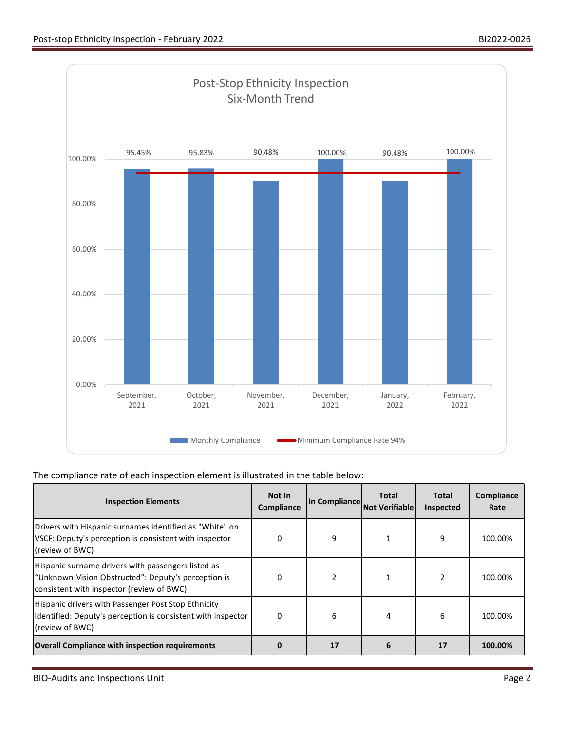Post-Stop Ethnicity Inspection
Six-Month Trend

| Month | Monthly Compliance | Minimum Compliance Rate 94% |
| --- | --- | --- |
| September, 2021 | 95.45% | 94% |
| October, 2021 | 95.83% | 94% |
| November, 2021 | 90.48% | 94% |
| December, 2021 | 100.00% | 94% |
| January, 2022 | 90.48% | 94% |
| February, 2022 | 100.00% | 94% |

The compliance rate of each inspection element is illustrated in the table below:

| Inspection Elements | Not In Compliance | In Compliance | Total Not Verifiable | Total Inspected | Compliance Rate |
| --- | --- | --- | --- | --- | --- |
| Drivers with Hispanic surnames identified as "White" on VSCF: Deputy's perception is consistent with inspector (review of BWC) | 0 | 9 | 1 | 9 | 100.00% |
| Hispanic surname drivers with passengers listed as "Unknown-Vision Obstructed": Deputy's perception is consistent with inspector (review of BWC) | 0 | 2 | 1 | 2 | 100.00% |
| Hispanic drivers with Passenger Post Stop Ethnicity identified: Deputy's perception is consistent with inspector (review of BWC) | 0 | 6 | 4 | 6 | 100.00% |
| **Overall Compliance with inspection requirements** | **0** | **17** | **6** | **17** | **100.00%** |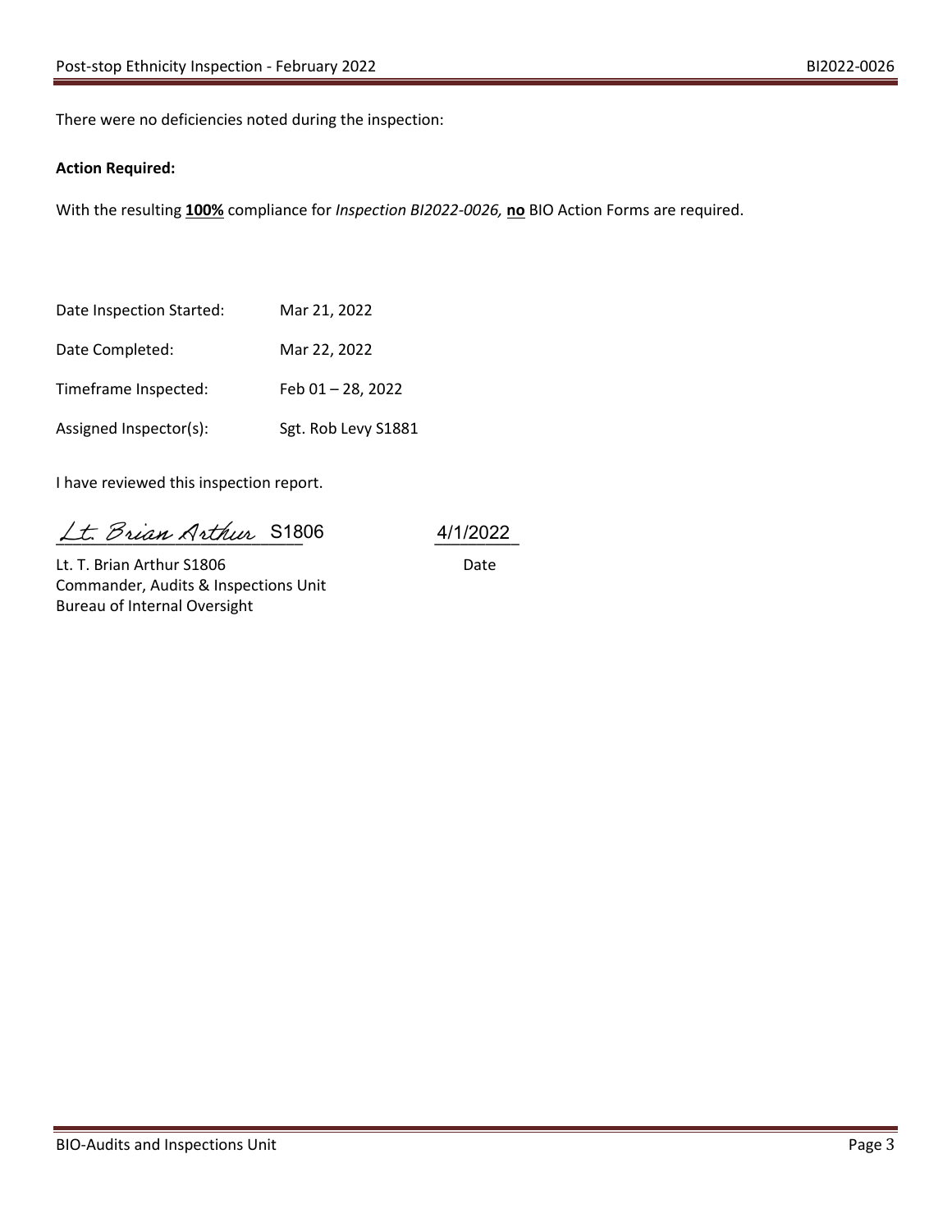There were no deficiencies noted during the inspection:

**Action Required:**

With the resulting **100%** compliance for *Inspection BI2022-0026,* **no** BIO Action Forms are required.

| | |
|---|---|
| Date Inspection Started: | Mar 21, 2022 |
| Date Completed: | Mar 22, 2022 |
| Timeframe Inspected: | Feb 01 – 28, 2022 |
| Assigned Inspector(s): | Sgt. Rob Levy S1881 |

I have reviewed this inspection report.

*Lt. Brian Arthur* S1806 4/1/2022

Lt. T. Brian Arthur S1806 Date
Commander, Audits & Inspections Unit
Bureau of Internal Oversight